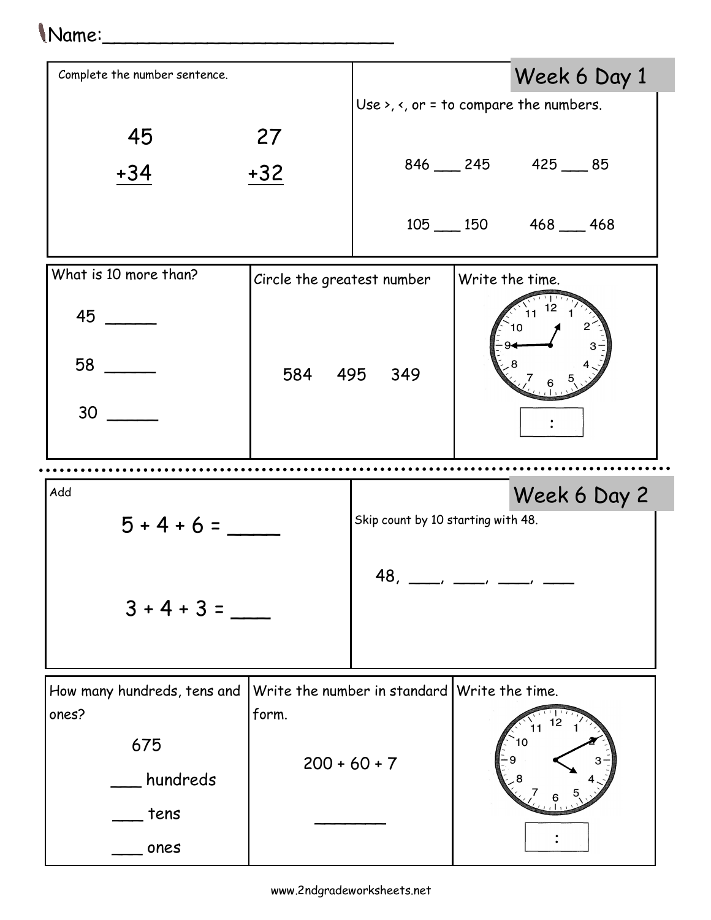Name:_________________________

## Week 6 Day 1

Complete the number sentence.

```
 45      27
+34     +32
```

Use >, <, or = to compare the numbers.

846 ___ 245 425 ___ 85

105 ___ 150 468 ___ 468

What is 10 more than?

45 _____

58 _____

30 _____

Circle the greatest number

584 495 349

Write the time.

[ : ]

## Week 6 Day 2

Add

5 + 4 + 6 = ____

3 + 4 + 3 = ___

Skip count by 10 starting with 48.

48, ___, ___, ___, ___

How many hundreds, tens and ones?

675

___ hundreds

___ tens

___ ones

Write the number in standard form.

200 + 60 + 7

_______

Write the time.

[ : ]

www.2ndgradeworksheets.net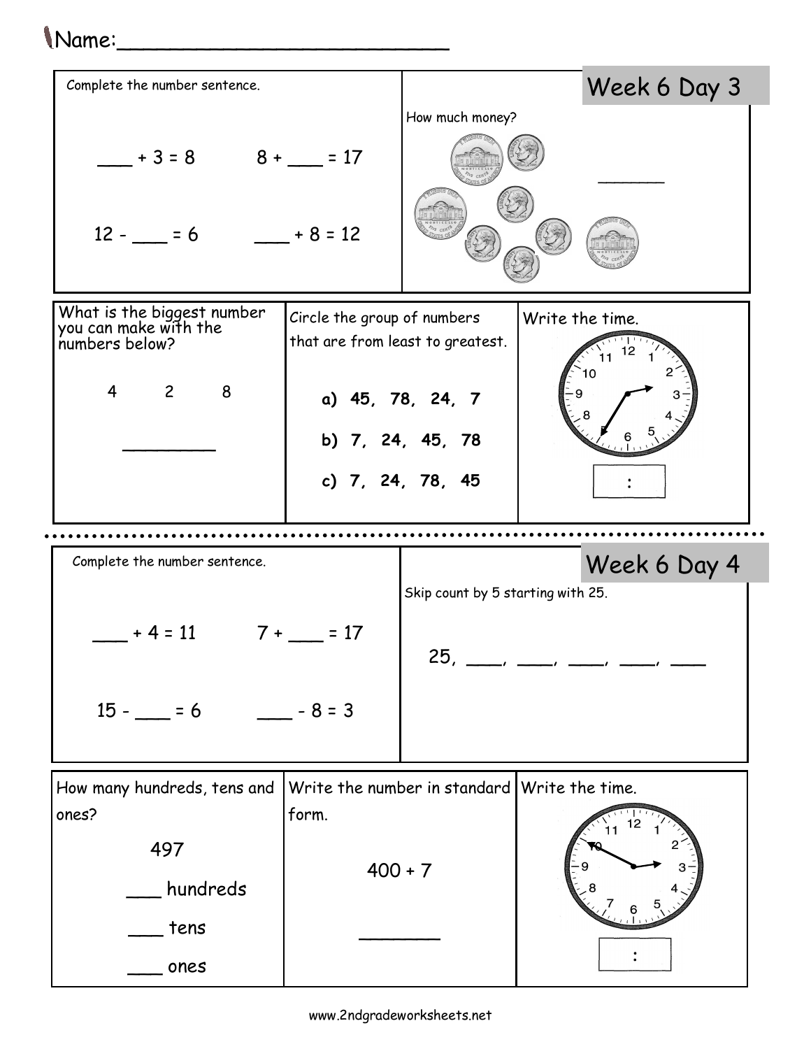Name:\_\_\_\_\_\_\_\_\_\_\_\_\_\_\_\_\_\_\_\_\_\_\_\_\_\_

## Week 6 Day 3

Complete the number sentence.

___ + 3 = 8        8 + ___ = 17

12 - ___ = 6        ___ + 8 = 12

How much money?

_______

What is the biggest number you can make with the numbers below?

4    2    8

_________

Circle the group of numbers that are from least to greatest.

**a) 45, 78, 24, 7**

**b) 7, 24, 45, 78**

**c) 7, 24, 78, 45**

Write the time.

:

---

## Week 6 Day 4

Complete the number sentence.

___ + 4 = 11        7 + ___ = 17

15 - ___ = 6        ___ - 8 = 3

Skip count by 5 starting with 25.

25, ____, ____, ____, ____, ____

How many hundreds, tens and ones?

497

___ hundreds

___ tens

___ ones

Write the number in standard form.

400 + 7

________

Write the time.

:

www.2ndgradeworksheets.net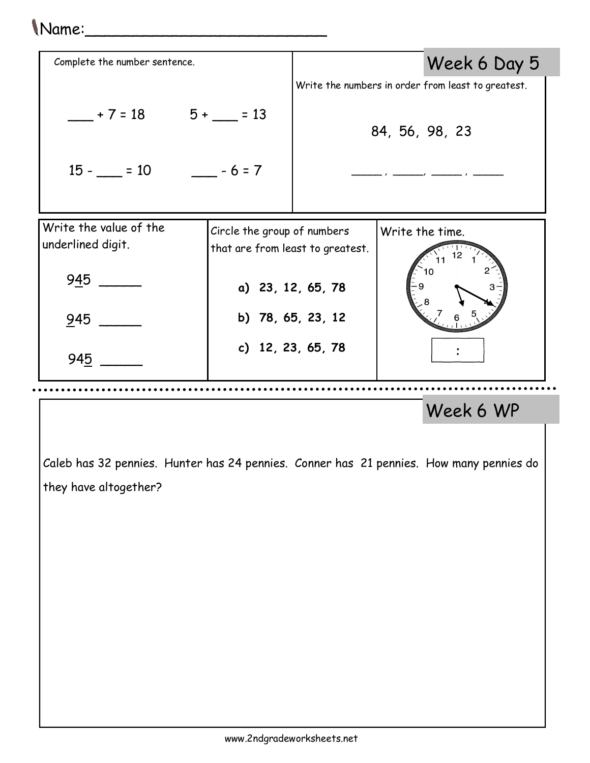Name:_________________________

## Week 6 Day 5

Complete the number sentence.

___ + 7 = 18    5 + ___ = 13

15 - ___ = 10    ___ - 6 = 7

Write the numbers in order from least to greatest.

84, 56, 98, 23

____ , ____, ____ , ____

Write the value of the underlined digit.

9<u>4</u>5 _____

<u>9</u>45 _____

94<u>5</u> _____

Circle the group of numbers that are from least to greatest.

**a) 23, 12, 65, 78**

**b) 78, 65, 23, 12**

**c) 12, 23, 65, 78**

Write the time.

12 1 2 3 4 5 6 7 8 9 10 11

:

## Week 6 WP

Caleb has 32 pennies. Hunter has 24 pennies. Conner has 21 pennies. How many pennies do they have altogether?

www.2ndgradeworksheets.net